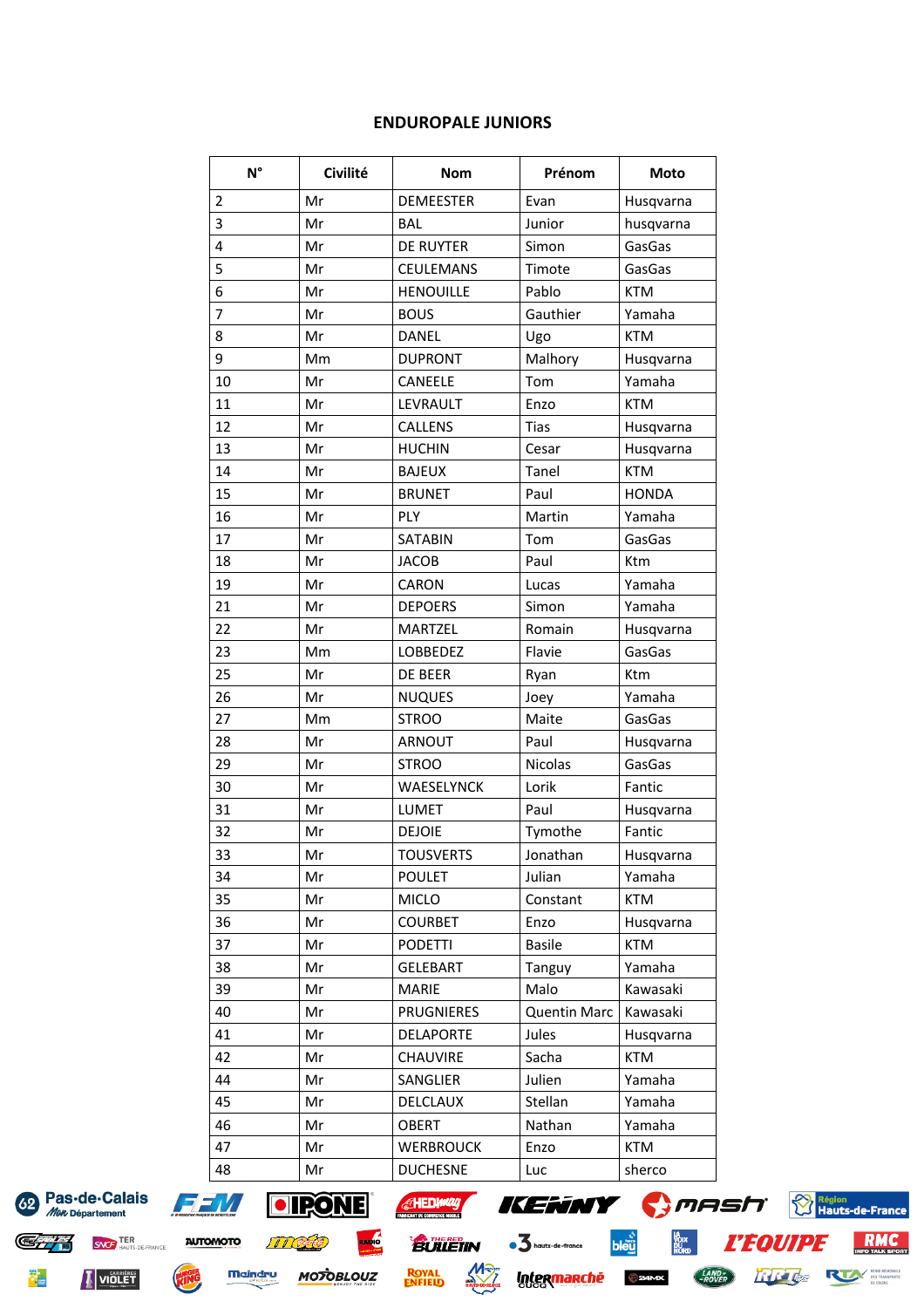## ENDUROPALE JUNIORS

| N° | Civilité | Nom | Prénom | Moto |
|---|---|---|---|---|
| 2 | Mr | DEMEESTER | Evan | Husqvarna |
| 3 | Mr | BAL | Junior | husqvarna |
| 4 | Mr | DE RUYTER | Simon | GasGas |
| 5 | Mr | CEULEMANS | Timote | GasGas |
| 6 | Mr | HENOUILLE | Pablo | KTM |
| 7 | Mr | BOUS | Gauthier | Yamaha |
| 8 | Mr | DANEL | Ugo | KTM |
| 9 | Mm | DUPRONT | Malhory | Husqvarna |
| 10 | Mr | CANEELE | Tom | Yamaha |
| 11 | Mr | LEVRAULT | Enzo | KTM |
| 12 | Mr | CALLENS | Tias | Husqvarna |
| 13 | Mr | HUCHIN | Cesar | Husqvarna |
| 14 | Mr | BAJEUX | Tanel | KTM |
| 15 | Mr | BRUNET | Paul | HONDA |
| 16 | Mr | PLY | Martin | Yamaha |
| 17 | Mr | SATABIN | Tom | GasGas |
| 18 | Mr | JACOB | Paul | Ktm |
| 19 | Mr | CARON | Lucas | Yamaha |
| 21 | Mr | DEPOERS | Simon | Yamaha |
| 22 | Mr | MARTZEL | Romain | Husqvarna |
| 23 | Mm | LOBBEDEZ | Flavie | GasGas |
| 25 | Mr | DE BEER | Ryan | Ktm |
| 26 | Mr | NUQUES | Joey | Yamaha |
| 27 | Mm | STROO | Maite | GasGas |
| 28 | Mr | ARNOUT | Paul | Husqvarna |
| 29 | Mr | STROO | Nicolas | GasGas |
| 30 | Mr | WAESELYNCK | Lorik | Fantic |
| 31 | Mr | LUMET | Paul | Husqvarna |
| 32 | Mr | DEJOIE | Tymothe | Fantic |
| 33 | Mr | TOUSVERTS | Jonathan | Husqvarna |
| 34 | Mr | POULET | Julian | Yamaha |
| 35 | Mr | MICLO | Constant | KTM |
| 36 | Mr | COURBET | Enzo | Husqvarna |
| 37 | Mr | PODETTI | Basile | KTM |
| 38 | Mr | GELEBART | Tanguy | Yamaha |
| 39 | Mr | MARIE | Malo | Kawasaki |
| 40 | Mr | PRUGNIERES | Quentin Marc | Kawasaki |
| 41 | Mr | DELAPORTE | Jules | Husqvarna |
| 42 | Mr | CHAUVIRE | Sacha | KTM |
| 44 | Mr | SANGLIER | Julien | Yamaha |
| 45 | Mr | DELCLAUX | Stellan | Yamaha |
| 46 | Mr | OBERT | Nathan | Yamaha |
| 47 | Mr | WERBROUCK | Enzo | KTM |
| 48 | Mr | DUCHESNE | Luc | sherco |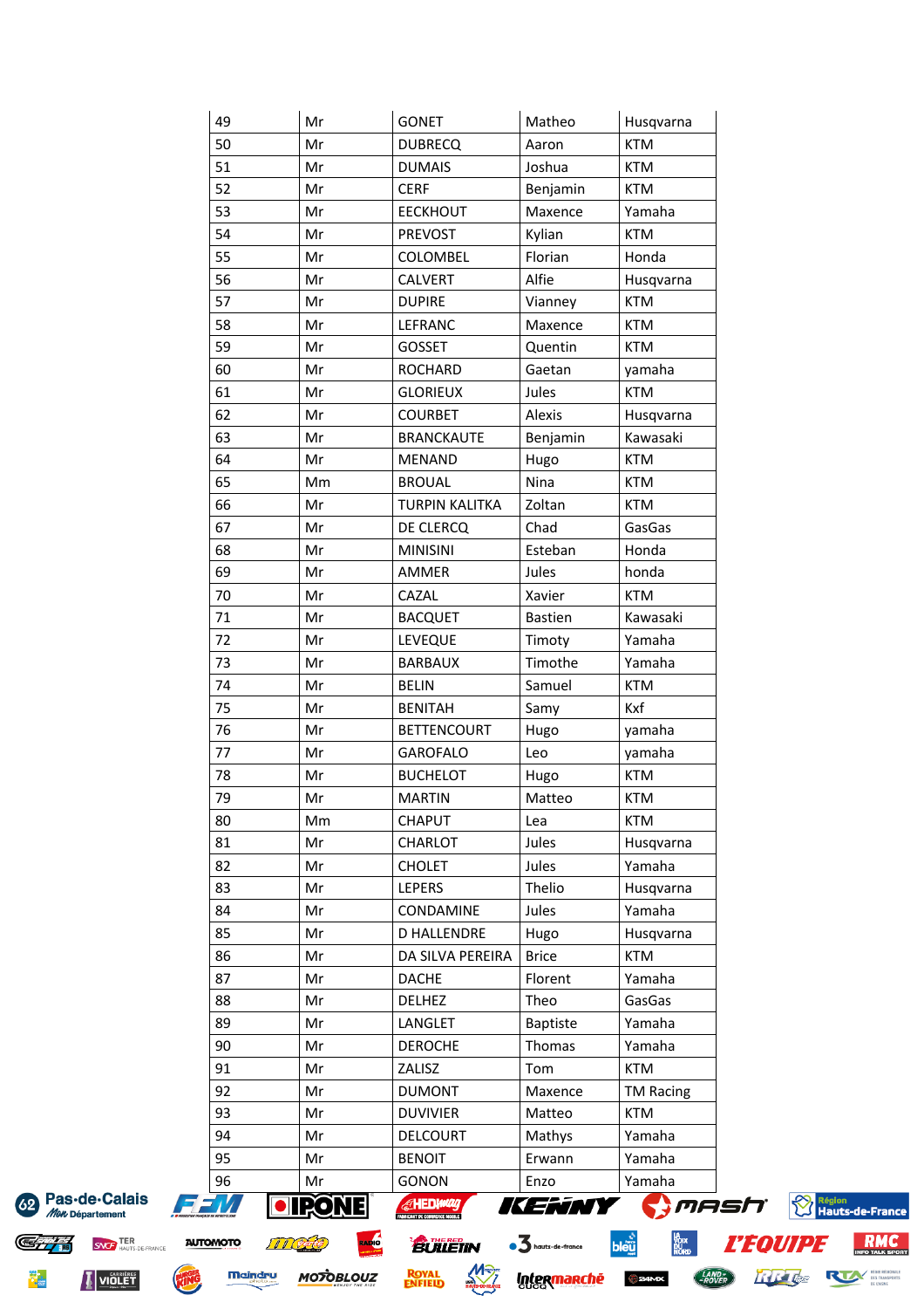| 49 | Mr | GONET | Matheo | Husqvarna |
|---|---|---|---|---|
| 50 | Mr | DUBRECQ | Aaron | KTM |
| 51 | Mr | DUMAIS | Joshua | KTM |
| 52 | Mr | CERF | Benjamin | KTM |
| 53 | Mr | EECKHOUT | Maxence | Yamaha |
| 54 | Mr | PREVOST | Kylian | KTM |
| 55 | Mr | COLOMBEL | Florian | Honda |
| 56 | Mr | CALVERT | Alfie | Husqvarna |
| 57 | Mr | DUPIRE | Vianney | KTM |
| 58 | Mr | LEFRANC | Maxence | KTM |
| 59 | Mr | GOSSET | Quentin | KTM |
| 60 | Mr | ROCHARD | Gaetan | yamaha |
| 61 | Mr | GLORIEUX | Jules | KTM |
| 62 | Mr | COURBET | Alexis | Husqvarna |
| 63 | Mr | BRANCKAUTE | Benjamin | Kawasaki |
| 64 | Mr | MENAND | Hugo | KTM |
| 65 | Mm | BROUAL | Nina | KTM |
| 66 | Mr | TURPIN KALITKA | Zoltan | KTM |
| 67 | Mr | DE CLERCQ | Chad | GasGas |
| 68 | Mr | MINISINI | Esteban | Honda |
| 69 | Mr | AMMER | Jules | honda |
| 70 | Mr | CAZAL | Xavier | KTM |
| 71 | Mr | BACQUET | Bastien | Kawasaki |
| 72 | Mr | LEVEQUE | Timoty | Yamaha |
| 73 | Mr | BARBAUX | Timothe | Yamaha |
| 74 | Mr | BELIN | Samuel | KTM |
| 75 | Mr | BENITAH | Samy | Kxf |
| 76 | Mr | BETTENCOURT | Hugo | yamaha |
| 77 | Mr | GAROFALO | Leo | yamaha |
| 78 | Mr | BUCHELOT | Hugo | KTM |
| 79 | Mr | MARTIN | Matteo | KTM |
| 80 | Mm | CHAPUT | Lea | KTM |
| 81 | Mr | CHARLOT | Jules | Husqvarna |
| 82 | Mr | CHOLET | Jules | Yamaha |
| 83 | Mr | LEPERS | Thelio | Husqvarna |
| 84 | Mr | CONDAMINE | Jules | Yamaha |
| 85 | Mr | D HALLENDRE | Hugo | Husqvarna |
| 86 | Mr | DA SILVA PEREIRA | Brice | KTM |
| 87 | Mr | DACHE | Florent | Yamaha |
| 88 | Mr | DELHEZ | Theo | GasGas |
| 89 | Mr | LANGLET | Baptiste | Yamaha |
| 90 | Mr | DEROCHE | Thomas | Yamaha |
| 91 | Mr | ZALISZ | Tom | KTM |
| 92 | Mr | DUMONT | Maxence | TM Racing |
| 93 | Mr | DUVIVIER | Matteo | KTM |
| 94 | Mr | DELCOURT | Mathys | Yamaha |
| 95 | Mr | BENOIT | Erwann | Yamaha |
| 96 | Mr | GONON | Enzo | Yamaha |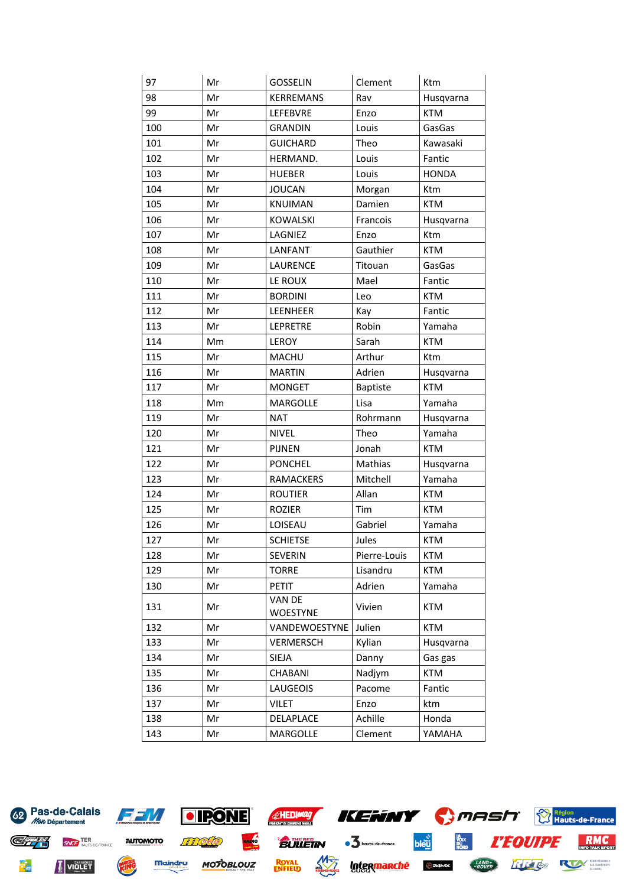| | | | | |
|---|---|---|---|---|
| 97 | Mr | GOSSELIN | Clement | Ktm |
| 98 | Mr | KERREMANS | Rav | Husqvarna |
| 99 | Mr | LEFEBVRE | Enzo | KTM |
| 100 | Mr | GRANDIN | Louis | GasGas |
| 101 | Mr | GUICHARD | Theo | Kawasaki |
| 102 | Mr | HERMAND. | Louis | Fantic |
| 103 | Mr | HUEBER | Louis | HONDA |
| 104 | Mr | JOUCAN | Morgan | Ktm |
| 105 | Mr | KNUIMAN | Damien | KTM |
| 106 | Mr | KOWALSKI | Francois | Husqvarna |
| 107 | Mr | LAGNIEZ | Enzo | Ktm |
| 108 | Mr | LANFANT | Gauthier | KTM |
| 109 | Mr | LAURENCE | Titouan | GasGas |
| 110 | Mr | LE ROUX | Mael | Fantic |
| 111 | Mr | BORDINI | Leo | KTM |
| 112 | Mr | LEENHEER | Kay | Fantic |
| 113 | Mr | LEPRETRE | Robin | Yamaha |
| 114 | Mm | LEROY | Sarah | KTM |
| 115 | Mr | MACHU | Arthur | Ktm |
| 116 | Mr | MARTIN | Adrien | Husqvarna |
| 117 | Mr | MONGET | Baptiste | KTM |
| 118 | Mm | MARGOLLE | Lisa | Yamaha |
| 119 | Mr | NAT | Rohrmann | Husqvarna |
| 120 | Mr | NIVEL | Theo | Yamaha |
| 121 | Mr | PIJNEN | Jonah | KTM |
| 122 | Mr | PONCHEL | Mathias | Husqvarna |
| 123 | Mr | RAMACKERS | Mitchell | Yamaha |
| 124 | Mr | ROUTIER | Allan | KTM |
| 125 | Mr | ROZIER | Tim | KTM |
| 126 | Mr | LOISEAU | Gabriel | Yamaha |
| 127 | Mr | SCHIETSE | Jules | KTM |
| 128 | Mr | SEVERIN | Pierre-Louis | KTM |
| 129 | Mr | TORRE | Lisandru | KTM |
| 130 | Mr | PETIT | Adrien | Yamaha |
| 131 | Mr | VAN DE WOESTYNE | Vivien | KTM |
| 132 | Mr | VANDEWOESTYNE | Julien | KTM |
| 133 | Mr | VERMERSCH | Kylian | Husqvarna |
| 134 | Mr | SIEJA | Danny | Gas gas |
| 135 | Mr | CHABANI | Nadjym | KTM |
| 136 | Mr | LAUGEOIS | Pacome | Fantic |
| 137 | Mr | VILET | Enzo | ktm |
| 138 | Mr | DELAPLACE | Achille | Honda |
| 143 | Mr | MARGOLLE | Clement | YAMAHA |